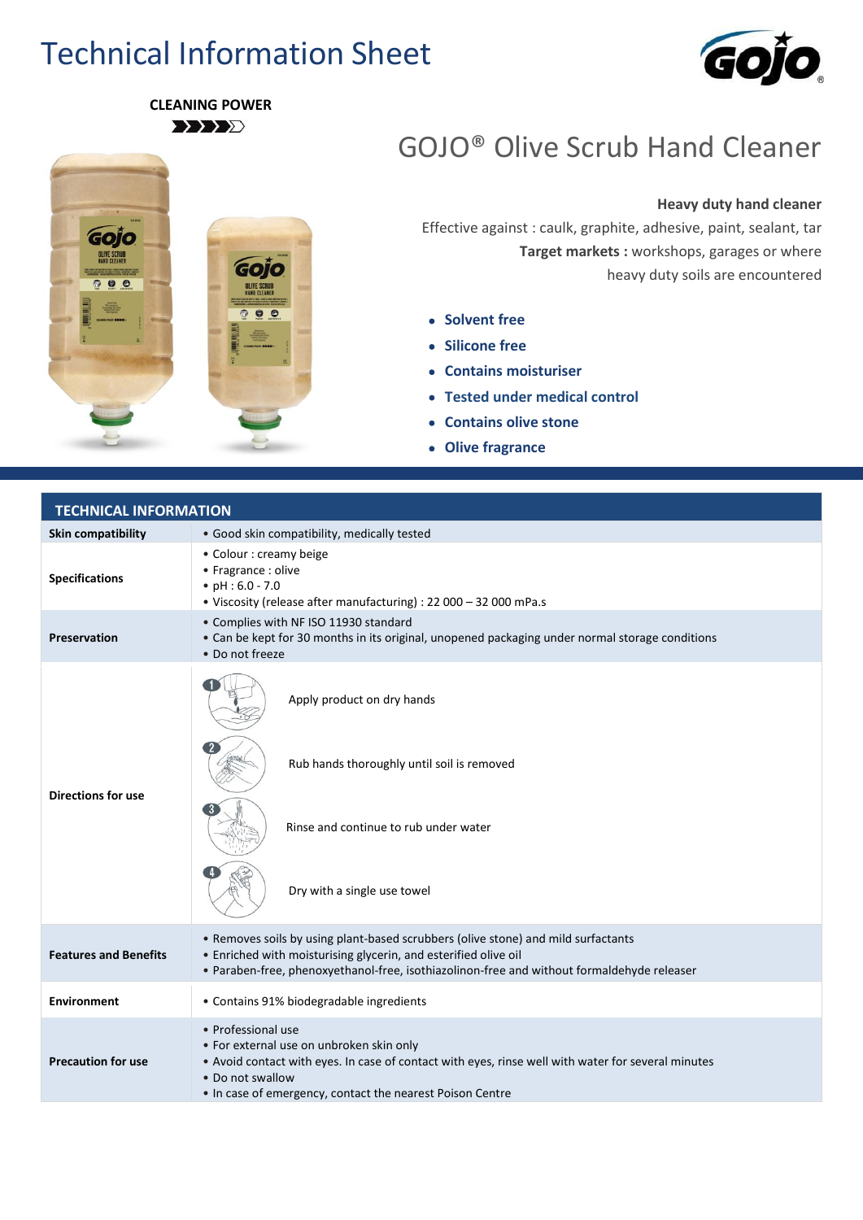# Technical Information Sheet

**CLEANING POWER**

## GOJO® Olive Scrub Hand Cleaner

**Heavy duty hand cleaner**

Effective against : caulk, graphite, adhesive, paint, sealant, tar

**Target markets :** workshops, garages or where heavy duty soils are encountered

- **Solvent free**
- **Silicone free**
- **Contains moisturiser**
- **Tested under medical control**
- **Contains olive stone**
- **Olive fragrance**

| TECHNICAL INFORMATION | |
|---|---|
| **Skin compatibility** | • Good skin compatibility, medically tested |
| **Specifications** | • Colour : creamy beige<br>• Fragrance : olive<br>• pH : 6.0 - 7.0<br>• Viscosity (release after manufacturing) : 22 000 – 32 000 mPa.s |
| **Preservation** | • Complies with NF ISO 11930 standard<br>• Can be kept for 30 months in its original, unopened packaging under normal storage conditions<br>• Do not freeze |
| **Directions for use** | 1. Apply product on dry hands<br>2. Rub hands thoroughly until soil is removed<br>3. Rinse and continue to rub under water<br>4. Dry with a single use towel |
| **Features and Benefits** | • Removes soils by using plant-based scrubbers (olive stone) and mild surfactants<br>• Enriched with moisturising glycerin, and esterified olive oil<br>• Paraben-free, phenoxyethanol-free, isothiazolinon-free and without formaldehyde releaser |
| **Environment** | • Contains 91% biodegradable ingredients |
| **Precaution for use** | • Professional use<br>• For external use on unbroken skin only<br>• Avoid contact with eyes. In case of contact with eyes, rinse well with water for several minutes<br>• Do not swallow<br>• In case of emergency, contact the nearest Poison Centre |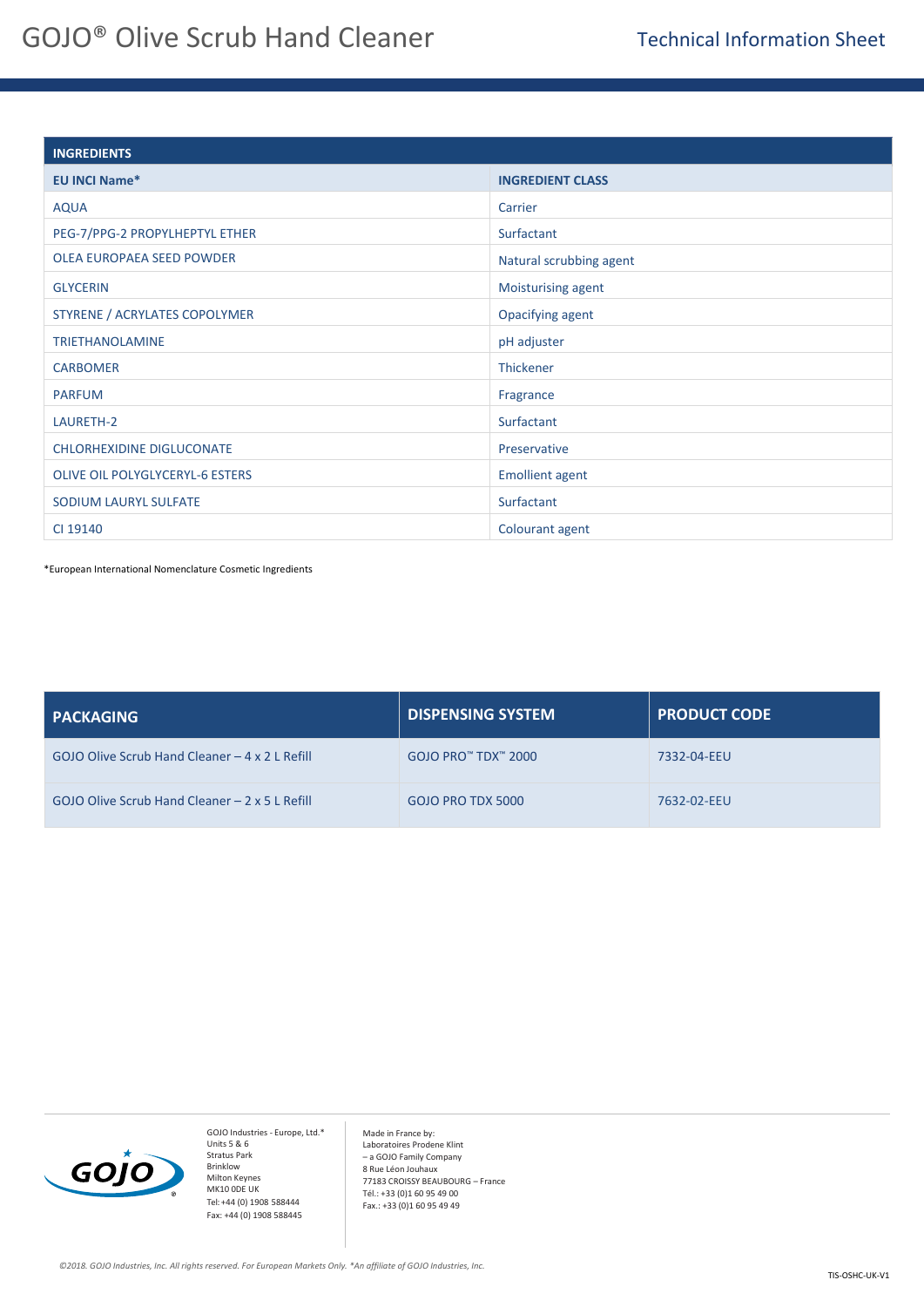# GOJO® Olive Scrub Hand Cleaner

Technical Information Sheet

| INGREDIENTS | |
|---|---|
| **EU INCI Name*** | **INGREDIENT CLASS** |
| AQUA | Carrier |
| PEG-7/PPG-2 PROPYLHEPTYL ETHER | Surfactant |
| OLEA EUROPAEA SEED POWDER | Natural scrubbing agent |
| GLYCERIN | Moisturising agent |
| STYRENE / ACRYLATES COPOLYMER | Opacifying agent |
| TRIETHANOLAMINE | pH adjuster |
| CARBOMER | Thickener |
| PARFUM | Fragrance |
| LAURETH-2 | Surfactant |
| CHLORHEXIDINE DIGLUCONATE | Preservative |
| OLIVE OIL POLYGLYCERYL-6 ESTERS | Emollient agent |
| SODIUM LAURYL SULFATE | Surfactant |
| CI 19140 | Colourant agent |

*European International Nomenclature Cosmetic Ingredients

| PACKAGING | DISPENSING SYSTEM | PRODUCT CODE |
|---|---|---|
| GOJO Olive Scrub Hand Cleaner – 4 x 2 L Refill | GOJO PRO™ TDX™ 2000 | 7332-04-EEU |
| GOJO Olive Scrub Hand Cleaner – 2 x 5 L Refill | GOJO PRO TDX 5000 | 7632-02-EEU |

GOJO Industries - Europe, Ltd.*
Units 5 & 6
Stratus Park
Brinklow
Milton Keynes
MK10 0DE UK
Tel: +44 (0) 1908 588444
Fax: +44 (0) 1908 588445

Made in France by:
Laboratoires Prodene Klint
– a GOJO Family Company
8 Rue Léon Jouhaux
77183 CROISSY BEAUBOURG – France
Tél.: +33 (0)1 60 95 49 00
Fax.: +33 (0)1 60 95 49 49

*©2018. GOJO Industries, Inc. All rights reserved. For European Markets Only. *An affiliate of GOJO Industries, Inc.*

TIS-OSHC-UK-V1